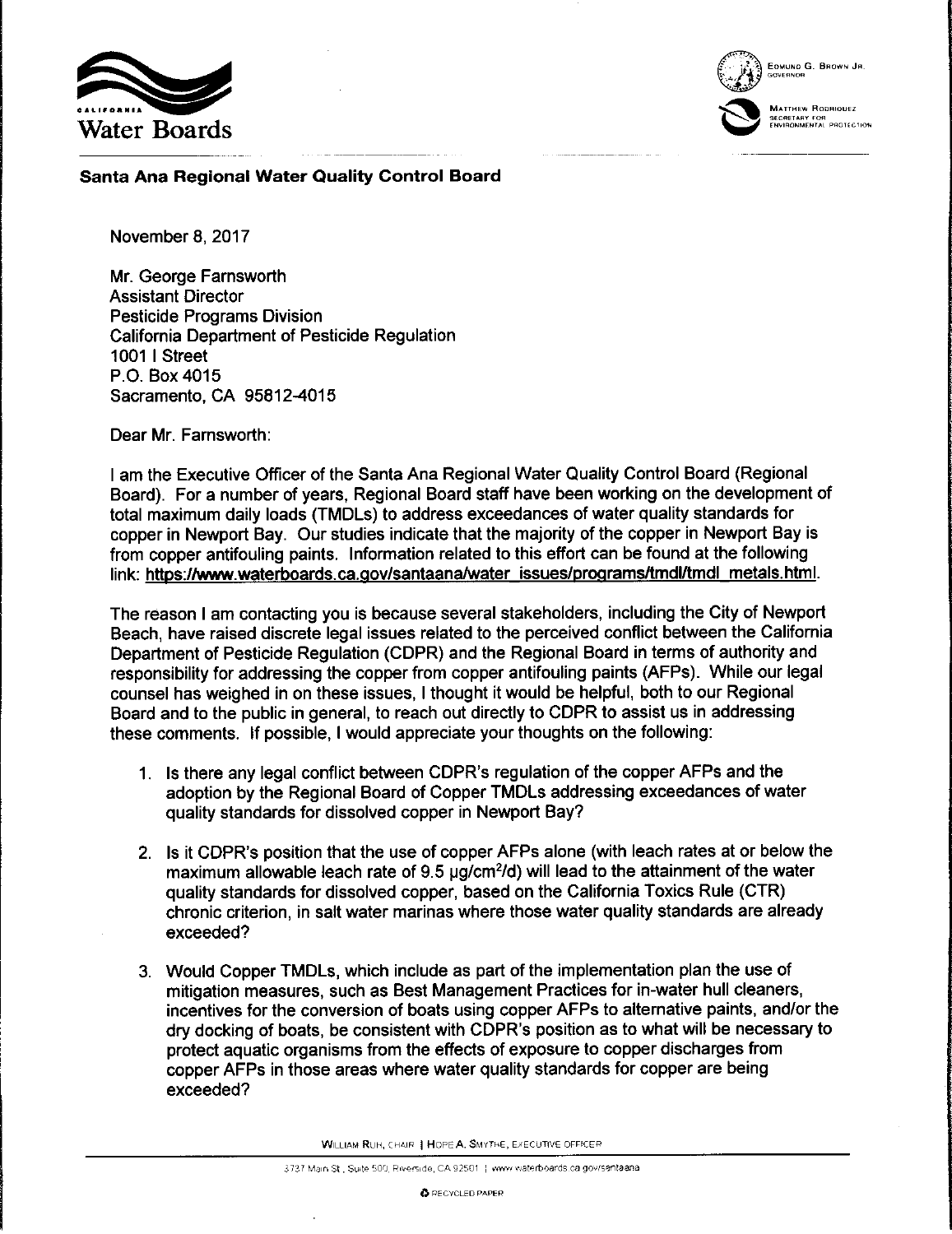California Water Boards

Edmund G. Brown Jr.
Governor

Matthew Rodriquez
Secretary for Environmental Protection

**Santa Ana Regional Water Quality Control Board**

November 8, 2017

Mr. George Farnsworth
Assistant Director
Pesticide Programs Division
California Department of Pesticide Regulation
1001 I Street
P.O. Box 4015
Sacramento, CA 95812-4015

Dear Mr. Farnsworth:

I am the Executive Officer of the Santa Ana Regional Water Quality Control Board (Regional Board). For a number of years, Regional Board staff have been working on the development of total maximum daily loads (TMDLs) to address exceedances of water quality standards for copper in Newport Bay. Our studies indicate that the majority of the copper in Newport Bay is from copper antifouling paints. Information related to this effort can be found at the following link: **https://www.waterboards.ca.gov/santaana/water_issues/programs/tmdl/tmdl_metals.html**.

The reason I am contacting you is because several stakeholders, including the City of Newport Beach, have raised discrete legal issues related to the perceived conflict between the California Department of Pesticide Regulation (CDPR) and the Regional Board in terms of authority and responsibility for addressing the copper from copper antifouling paints (AFPs). While our legal counsel has weighed in on these issues, I thought it would be helpful, both to our Regional Board and to the public in general, to reach out directly to CDPR to assist us in addressing these comments. If possible, I would appreciate your thoughts on the following:

1. Is there any legal conflict between CDPR's regulation of the copper AFPs and the adoption by the Regional Board of Copper TMDLs addressing exceedances of water quality standards for dissolved copper in Newport Bay?

2. Is it CDPR's position that the use of copper AFPs alone (with leach rates at or below the maximum allowable leach rate of 9.5 $\mu g/cm^2/d$) will lead to the attainment of the water quality standards for dissolved copper, based on the California Toxics Rule (CTR) chronic criterion, in salt water marinas where those water quality standards are already exceeded?

3. Would Copper TMDLs, which include as part of the implementation plan the use of mitigation measures, such as Best Management Practices for in-water hull cleaners, incentives for the conversion of boats using copper AFPs to alternative paints, and/or the dry docking of boats, be consistent with CDPR's position as to what will be necessary to protect aquatic organisms from the effects of exposure to copper discharges from copper AFPs in those areas where water quality standards for copper are being exceeded?

William Ruh, Chair | Hope A. Smythe, Executive Officer

3737 Main St., Suite 500, Riverside, CA 92501 | www.waterboards.ca.gov/santaana

Recycled Paper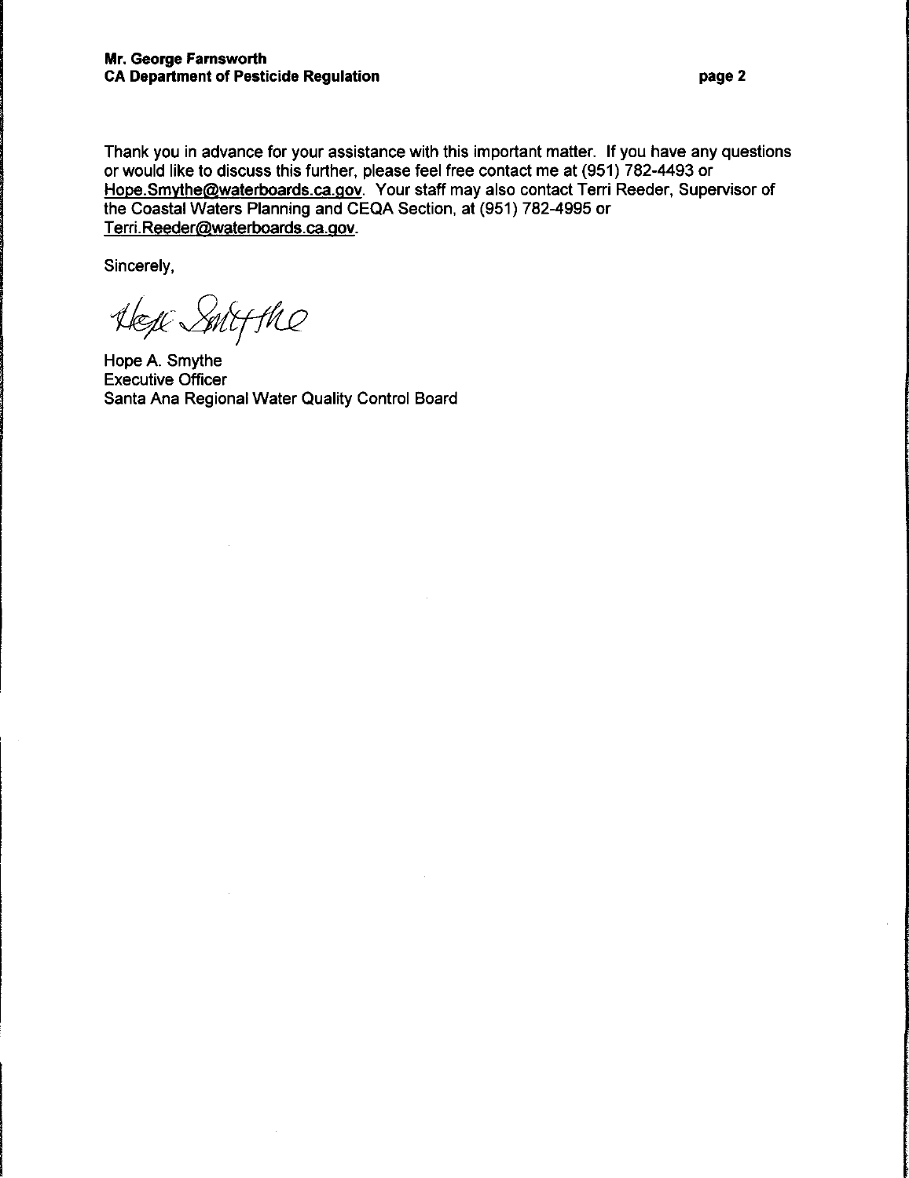Thank you in advance for your assistance with this important matter. If you have any questions or would like to discuss this further, please feel free contact me at (951) 782-4493 or Hope.Smythe@waterboards.ca.gov. Your staff may also contact Terri Reeder, Supervisor of the Coastal Waters Planning and CEQA Section, at (951) 782-4995 or Terri.Reeder@waterboards.ca.gov.

Sincerely,

Hope A. Smythe
Executive Officer
Santa Ana Regional Water Quality Control Board